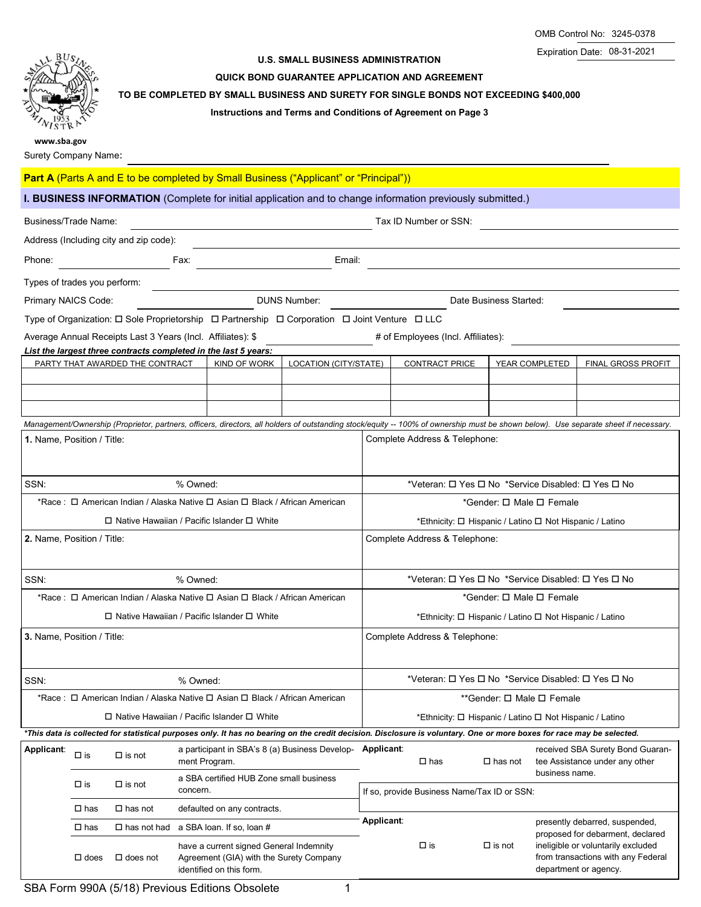OMB Control No: 3245-0378

Expiration Date: 08-31-2021

**U.S. SMALL BUSINESS ADMINISTRATION**

**QUICK BOND GUARANTEE APPLICATION AND AGREEMENT**

**TO BE COMPLETED BY SMALL BUSINESS AND SURETY FOR SINGLE BONDS NOT EXCEEDING $400,000**

**Instructions and Terms and Conditions of Agreement on Page 3**

www.sba.gov

Surety Company Name: ____________________

## Part A (Parts A and E to be completed by Small Business ("Applicant" or "Principal"))

### I. BUSINESS INFORMATION (Complete for initial application and to change information previously submitted.)

Business/Trade Name: ____________________ Tax ID Number or SSN: ____________________

Address (Including city and zip code): ____________________

Phone: __________ Fax: __________ Email: ____________________

Types of trades you perform: ____________________

Primary NAICS Code: __________ DUNS Number: __________ Date Business Started: __________

Type of Organization: ☐ Sole Proprietorship ☐ Partnership ☐ Corporation ☐ Joint Venture ☐ LLC

Average Annual Receipts Last 3 Years (Incl. Affiliates): $ __________ # of Employees (Incl. Affiliates): __________

***List the largest three contracts completed in the last 5 years:***

| PARTY THAT AWARDED THE CONTRACT | KIND OF WORK | LOCATION (CITY/STATE) | CONTRACT PRICE | YEAR COMPLETED | FINAL GROSS PROFIT |
|---|---|---|---|---|---|
| | | | | | |
| | | | | | |
| | | | | | |

*Management/Ownership (Proprietor, partners, officers, directors, all holders of outstanding stock/equity -- 100% of ownership must be shown below). Use separate sheet if necessary.*

| | |
|---|---|
| **1.** Name, Position / Title: | Complete Address & Telephone: |
| SSN: % Owned: | *Veteran: ☐ Yes ☐ No *Service Disabled: ☐ Yes ☐ No |
| *Race : ☐ American Indian / Alaska Native ☐ Asian ☐ Black / African American ☐ Native Hawaiian / Pacific Islander ☐ White | *Gender: ☐ Male ☐ Female *Ethnicity: ☐ Hispanic / Latino ☐ Not Hispanic / Latino |
| **2.** Name, Position / Title: | Complete Address & Telephone: |
| SSN: % Owned: | *Veteran: ☐ Yes ☐ No *Service Disabled: ☐ Yes ☐ No |
| *Race : ☐ American Indian / Alaska Native ☐ Asian ☐ Black / African American ☐ Native Hawaiian / Pacific Islander ☐ White | *Gender: ☐ Male ☐ Female *Ethnicity: ☐ Hispanic / Latino ☐ Not Hispanic / Latino |
| **3.** Name, Position / Title: | Complete Address & Telephone: |
| SSN: % Owned: | *Veteran: ☐ Yes ☐ No *Service Disabled: ☐ Yes ☐ No |
| *Race : ☐ American Indian / Alaska Native ☐ Asian ☐ Black / African American ☐ Native Hawaiian / Pacific Islander ☐ White | **Gender: ☐ Male ☐ Female *Ethnicity: ☐ Hispanic / Latino ☐ Not Hispanic / Latino |

***This data is collected for statistical purposes only. It has no bearing on the credit decision. Disclosure is voluntary. One or more boxes for race may be selected.**

| | | | |
|---|---|---|---|
| **Applicant**: | ☐ is | ☐ is not | a participant in SBA's 8 (a) Business Development Program. |
| | ☐ is | ☐ is not | a SBA certified HUB Zone small business concern. |
| | ☐ has | ☐ has not | defaulted on any contracts. |
| | ☐ has | ☐ has not had | a SBA loan. If so, loan # |
| | ☐ does | ☐ does not | have a current signed General Indemnity Agreement (GIA) with the Surety Company identified on this form. |

| | | | |
|---|---|---|---|
| **Applicant**: | ☐ has | ☐ has not | received SBA Surety Bond Guarantee Assistance under any other business name. |
| If so, provide Business Name/Tax ID or SSN: | | | |
| **Applicant**: | ☐ is | ☐ is not | presently debarred, suspended, proposed for debarment, declared ineligible or voluntarily excluded from transactions with any Federal department or agency. |

SBA Form 990A (5/18) Previous Editions Obsolete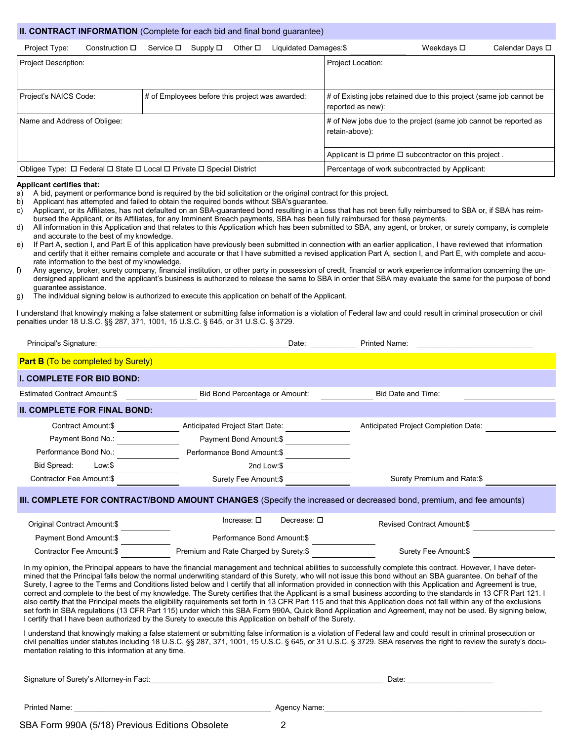## II. CONTRACT INFORMATION (Complete for each bid and final bond guarantee)

Project Type: Construction ☐ Service ☐ Supply ☐ Other ☐ Liquidated Damages:$ \_\_\_\_\_\_\_\_\_\_ Weekdays ☐ Calendar Days ☐

| | | |
|---|---|---|
| Project Description: | | Project Location: |
| Project's NAICS Code: | # of Employees before this project was awarded: | # of Existing jobs retained due to this project (same job cannot be reported as new): |
| Name and Address of Obligee: | | # of New jobs due to the project (same job cannot be reported as retain-above): |
| | | Applicant is ☐ prime ☐ subcontractor on this project . |
| Obligee Type: ☐ Federal ☐ State ☐ Local ☐ Private ☐ Special District | | Percentage of work subcontracted by Applicant: |

**Applicant certifies that:**

a) A bid, payment or performance bond is required by the bid solicitation or the original contract for this project.
b) Applicant has attempted and failed to obtain the required bonds without SBA's guarantee.
c) Applicant, or its Affiliates, has not defaulted on an SBA-guaranteed bond resulting in a Loss that has not been fully reimbursed to SBA or, if SBA has reimbursed the Applicant, or its Affiliates, for any Imminent Breach payments, SBA has been fully reimbursed for these payments.
d) All information in this Application and that relates to this Application which has been submitted to SBA, any agent, or broker, or surety company, is complete and accurate to the best of my knowledge.
e) If Part A, section I, and Part E of this application have previously been submitted in connection with an earlier application, I have reviewed that information and certify that it either remains complete and accurate or that I have submitted a revised application Part A, section I, and Part E, with complete and accurate information to the best of my knowledge.
f) Any agency, broker, surety company, financial institution, or other party in possession of credit, financial or work experience information concerning the undersigned applicant and the applicant's business is authorized to release the same to SBA in order that SBA may evaluate the same for the purpose of bond guarantee assistance.
g) The individual signing below is authorized to execute this application on behalf of the Applicant.

I understand that knowingly making a false statement or submitting false information is a violation of Federal law and could result in criminal prosecution or civil penalties under 18 U.S.C. §§ 287, 371, 1001, 15 U.S.C. § 645, or 31 U.S.C. § 3729.

Principal's Signature: \_\_\_\_\_\_\_\_\_\_\_\_\_\_\_\_\_\_\_\_ Date: \_\_\_\_\_\_\_\_\_\_ Printed Name: \_\_\_\_\_\_\_\_\_\_\_\_\_\_\_\_\_\_\_\_

## Part B (To be completed by Surety)

### I. COMPLETE FOR BID BOND:

Estimated Contract Amount:$ \_\_\_\_\_\_\_\_\_\_ Bid Bond Percentage or Amount: \_\_\_\_\_\_\_\_\_\_ Bid Date and Time: \_\_\_\_\_\_\_\_\_\_

### II. COMPLETE FOR FINAL BOND:

Contract Amount:$ \_\_\_\_\_\_\_\_\_\_ Anticipated Project Start Date: \_\_\_\_\_\_\_\_\_\_ Anticipated Project Completion Date: \_\_\_\_\_\_\_\_\_\_

Payment Bond No.: \_\_\_\_\_\_\_\_\_\_ Payment Bond Amount:$ \_\_\_\_\_\_\_\_\_\_

Performance Bond No.: \_\_\_\_\_\_\_\_\_\_ Performance Bond Amount:$ \_\_\_\_\_\_\_\_\_\_

Bid Spread: Low:$ \_\_\_\_\_\_\_\_\_\_ 2nd Low:$ \_\_\_\_\_\_\_\_\_\_

Contractor Fee Amount:$ \_\_\_\_\_\_\_\_\_\_ Surety Fee Amount:$ \_\_\_\_\_\_\_\_\_\_ Surety Premium and Rate:$ \_\_\_\_\_\_\_\_\_\_

### III. COMPLETE FOR CONTRACT/BOND AMOUNT CHANGES (Specify the increased or decreased bond, premium, and fee amounts)

Original Contract Amount:$ \_\_\_\_\_\_\_\_\_\_ Increase: ☐ Decrease: ☐ Revised Contract Amount:$ \_\_\_\_\_\_\_\_\_\_

Payment Bond Amount:$ \_\_\_\_\_\_\_\_\_\_ Performance Bond Amount:$ \_\_\_\_\_\_\_\_\_\_

Contractor Fee Amount:$ \_\_\_\_\_\_\_\_\_\_ Premium and Rate Charged by Surety:$ \_\_\_\_\_\_\_\_\_\_ Surety Fee Amount:$ \_\_\_\_\_\_\_\_\_\_

In my opinion, the Principal appears to have the financial management and technical abilities to successfully complete this contract. However, I have determined that the Principal falls below the normal underwriting standard of this Surety, who will not issue this bond without an SBA guarantee. On behalf of the Surety, I agree to the Terms and Conditions listed below and I certify that all information provided in connection with this Application and Agreement is true, correct and complete to the best of my knowledge. The Surety certifies that the Applicant is a small business according to the standards in 13 CFR Part 121. I also certify that the Principal meets the eligibility requirements set forth in 13 CFR Part 115 and that this Application does not fall within any of the exclusions set forth in SBA regulations (13 CFR Part 115) under which this SBA Form 990A, Quick Bond Application and Agreement, may not be used. By signing below, I certify that I have been authorized by the Surety to execute this Application on behalf of the Surety.

I understand that knowingly making a false statement or submitting false information is a violation of Federal law and could result in criminal prosecution or civil penalties under statutes including 18 U.S.C. §§ 287, 371, 1001, 15 U.S.C. § 645, or 31 U.S.C. § 3729. SBA reserves the right to review the surety's documentation relating to this information at any time.

Signature of Surety's Attorney-in Fact: \_\_\_\_\_\_\_\_\_\_\_\_\_\_\_\_\_\_\_\_ Date: \_\_\_\_\_\_\_\_\_\_

Printed Name: \_\_\_\_\_\_\_\_\_\_\_\_\_\_\_\_\_\_\_\_ Agency Name: \_\_\_\_\_\_\_\_\_\_\_\_\_\_\_\_\_\_\_\_

SBA Form 990A (5/18) Previous Editions Obsolete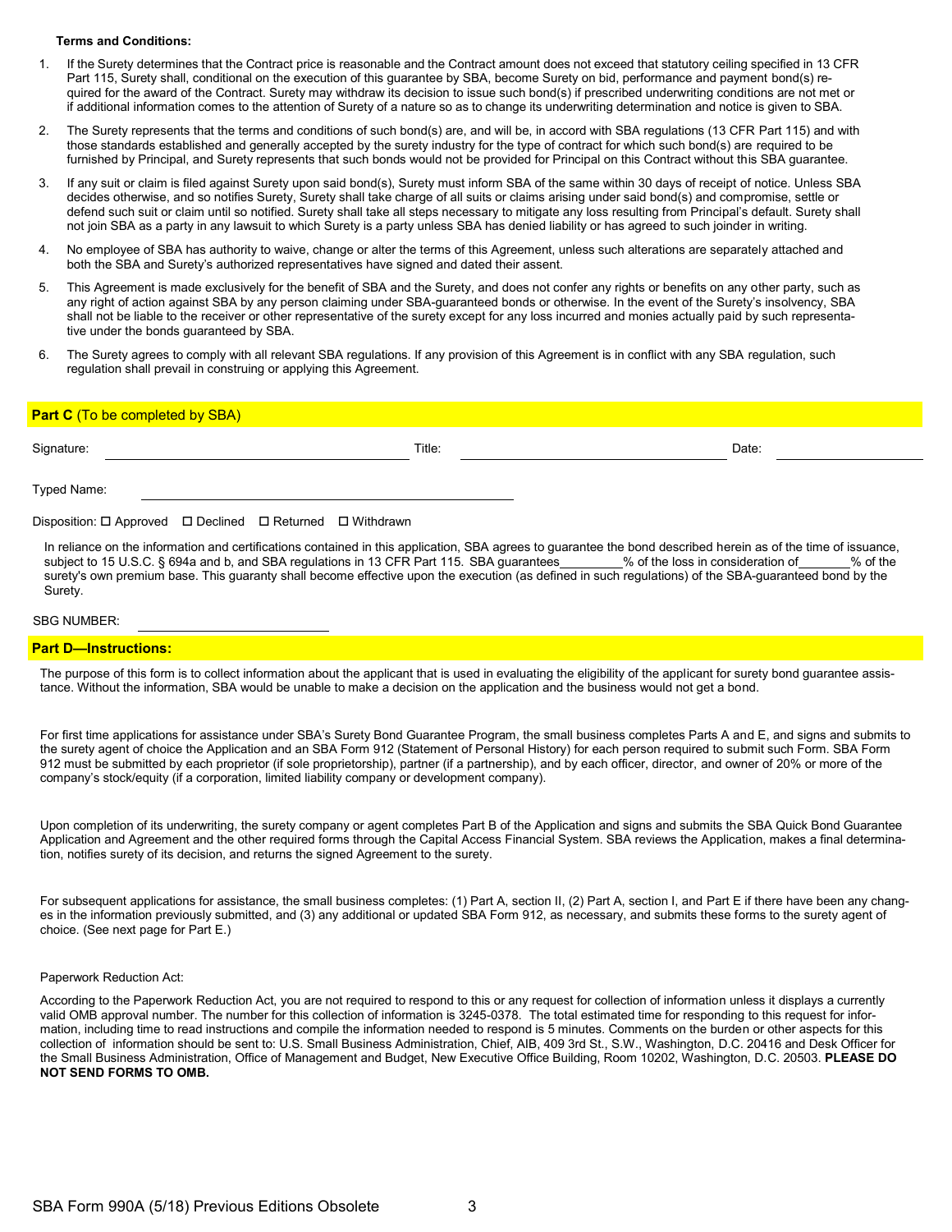**Terms and Conditions:**

1. If the Surety determines that the Contract price is reasonable and the Contract amount does not exceed that statutory ceiling specified in 13 CFR Part 115, Surety shall, conditional on the execution of this guarantee by SBA, become Surety on bid, performance and payment bond(s) required for the award of the Contract. Surety may withdraw its decision to issue such bond(s) if prescribed underwriting conditions are not met or if additional information comes to the attention of Surety of a nature so as to change its underwriting determination and notice is given to SBA.
2. The Surety represents that the terms and conditions of such bond(s) are, and will be, in accord with SBA regulations (13 CFR Part 115) and with those standards established and generally accepted by the surety industry for the type of contract for which such bond(s) are required to be furnished by Principal, and Surety represents that such bonds would not be provided for Principal on this Contract without this SBA guarantee.
3. If any suit or claim is filed against Surety upon said bond(s), Surety must inform SBA of the same within 30 days of receipt of notice. Unless SBA decides otherwise, and so notifies Surety, Surety shall take charge of all suits or claims arising under said bond(s) and compromise, settle or defend such suit or claim until so notified. Surety shall take all steps necessary to mitigate any loss resulting from Principal's default. Surety shall not join SBA as a party in any lawsuit to which Surety is a party unless SBA has denied liability or has agreed to such joinder in writing.
4. No employee of SBA has authority to waive, change or alter the terms of this Agreement, unless such alterations are separately attached and both the SBA and Surety's authorized representatives have signed and dated their assent.
5. This Agreement is made exclusively for the benefit of SBA and the Surety, and does not confer any rights or benefits on any other party, such as any right of action against SBA by any person claiming under SBA-guaranteed bonds or otherwise. In the event of the Surety's insolvency, SBA shall not be liable to the receiver or other representative of the surety except for any loss incurred and monies actually paid by such representative under the bonds guaranteed by SBA.
6. The Surety agrees to comply with all relevant SBA regulations. If any provision of this Agreement is in conflict with any SBA regulation, such regulation shall prevail in construing or applying this Agreement.

## **Part C** (To be completed by SBA)

Signature: ____________________ Title: ____________________ Date: ____________

Typed Name: ____________________

Disposition: ☐ Approved ☐ Declined ☐ Returned ☐ Withdrawn

In reliance on the information and certifications contained in this application, SBA agrees to guarantee the bond described herein as of the time of issuance, subject to 15 U.S.C. § 694a and b, and SBA regulations in 13 CFR Part 115. SBA guarantees_________% of the loss in consideration of_______% of the surety's own premium base. This guaranty shall become effective upon the execution (as defined in such regulations) of the SBA-guaranteed bond by the Surety.

SBG NUMBER: ____________________

## **Part D—Instructions:**

The purpose of this form is to collect information about the applicant that is used in evaluating the eligibility of the applicant for surety bond guarantee assistance. Without the information, SBA would be unable to make a decision on the application and the business would not get a bond.

For first time applications for assistance under SBA's Surety Bond Guarantee Program, the small business completes Parts A and E, and signs and submits to the surety agent of choice the Application and an SBA Form 912 (Statement of Personal History) for each person required to submit such Form. SBA Form 912 must be submitted by each proprietor (if sole proprietorship), partner (if a partnership), and by each officer, director, and owner of 20% or more of the company's stock/equity (if a corporation, limited liability company or development company).

Upon completion of its underwriting, the surety company or agent completes Part B of the Application and signs and submits the SBA Quick Bond Guarantee Application and Agreement and the other required forms through the Capital Access Financial System. SBA reviews the Application, makes a final determination, notifies surety of its decision, and returns the signed Agreement to the surety.

For subsequent applications for assistance, the small business completes: (1) Part A, section II, (2) Part A, section I, and Part E if there have been any changes in the information previously submitted, and (3) any additional or updated SBA Form 912, as necessary, and submits these forms to the surety agent of choice. (See next page for Part E.)

Paperwork Reduction Act:

According to the Paperwork Reduction Act, you are not required to respond to this or any request for collection of information unless it displays a currently valid OMB approval number. The number for this collection of information is 3245-0378. The total estimated time for responding to this request for information, including time to read instructions and compile the information needed to respond is 5 minutes. Comments on the burden or other aspects for this collection of information should be sent to: U.S. Small Business Administration, Chief, AIB, 409 3rd St., S.W., Washington, D.C. 20416 and Desk Officer for the Small Business Administration, Office of Management and Budget, New Executive Office Building, Room 10202, Washington, D.C. 20503. **PLEASE DO NOT SEND FORMS TO OMB.**

SBA Form 990A (5/18) Previous Editions Obsolete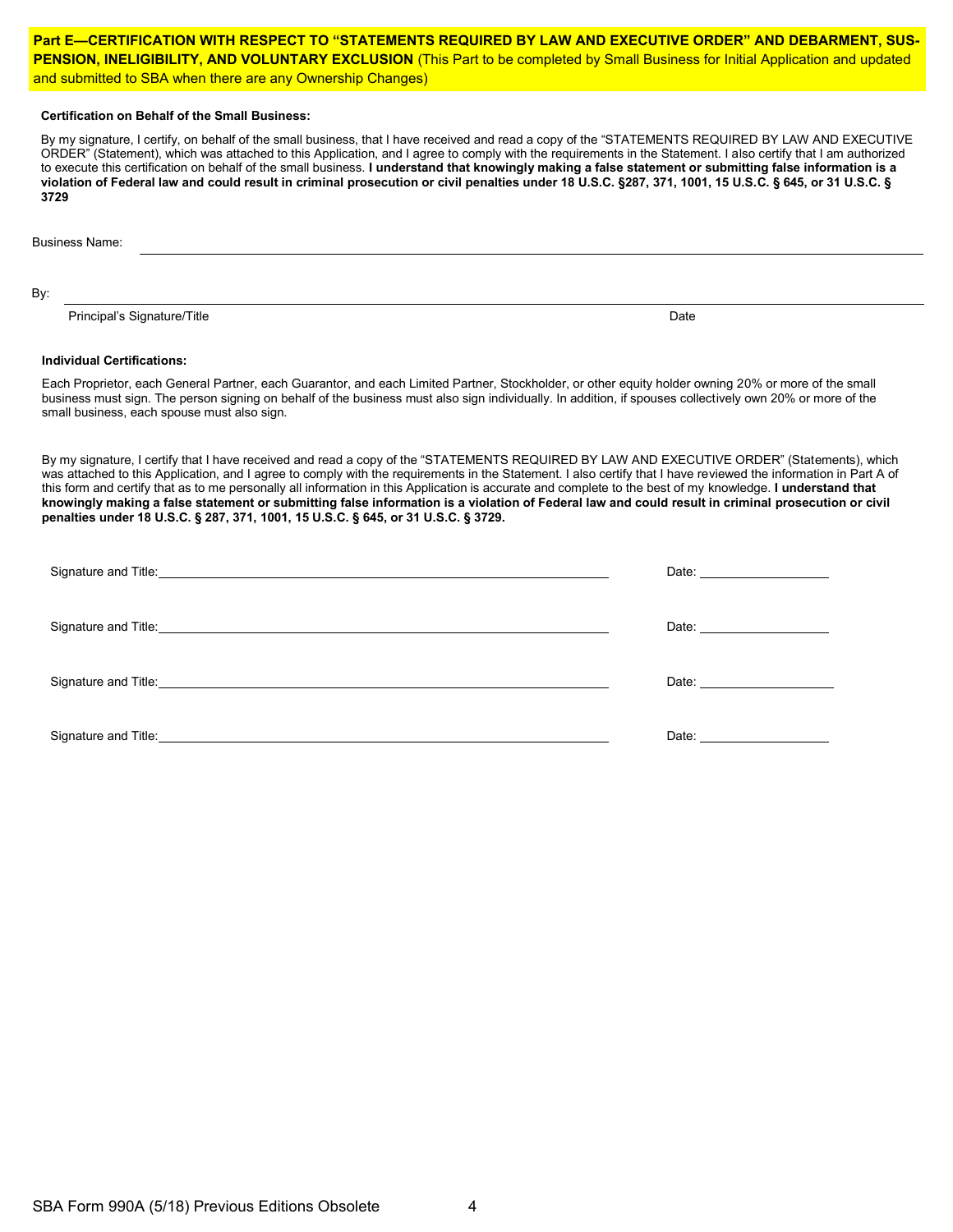**Part E—CERTIFICATION WITH RESPECT TO "STATEMENTS REQUIRED BY LAW AND EXECUTIVE ORDER" AND DEBARMENT, SUSPENSION, INELIGIBILITY, AND VOLUNTARY EXCLUSION** (This Part to be completed by Small Business for Initial Application and updated and submitted to SBA when there are any Ownership Changes)

**Certification on Behalf of the Small Business:**

By my signature, I certify, on behalf of the small business, that I have received and read a copy of the "STATEMENTS REQUIRED BY LAW AND EXECUTIVE ORDER" (Statement), which was attached to this Application, and I agree to comply with the requirements in the Statement. I also certify that I am authorized to execute this certification on behalf of the small business. **I understand that knowingly making a false statement or submitting false information is a violation of Federal law and could result in criminal prosecution or civil penalties under 18 U.S.C. §287, 371, 1001, 15 U.S.C. § 645, or 31 U.S.C. § 3729**

Business Name: ______________________________

By: ______________________________

Principal's Signature/Title Date

**Individual Certifications:**

Each Proprietor, each General Partner, each Guarantor, and each Limited Partner, Stockholder, or other equity holder owning 20% or more of the small business must sign. The person signing on behalf of the business must also sign individually. In addition, if spouses collectively own 20% or more of the small business, each spouse must also sign.

By my signature, I certify that I have received and read a copy of the "STATEMENTS REQUIRED BY LAW AND EXECUTIVE ORDER" (Statements), which was attached to this Application, and I agree to comply with the requirements in the Statement. I also certify that I have reviewed the information in Part A of this form and certify that as to me personally all information in this Application is accurate and complete to the best of my knowledge. **I understand that knowingly making a false statement or submitting false information is a violation of Federal law and could result in criminal prosecution or civil penalties under 18 U.S.C. § 287, 371, 1001, 15 U.S.C. § 645, or 31 U.S.C. § 3729.**

Signature and Title: ______________________________ Date: ____________

Signature and Title: ______________________________ Date: ____________

Signature and Title: ______________________________ Date: ____________

Signature and Title: ______________________________ Date: ____________

SBA Form 990A (5/18) Previous Editions Obsolete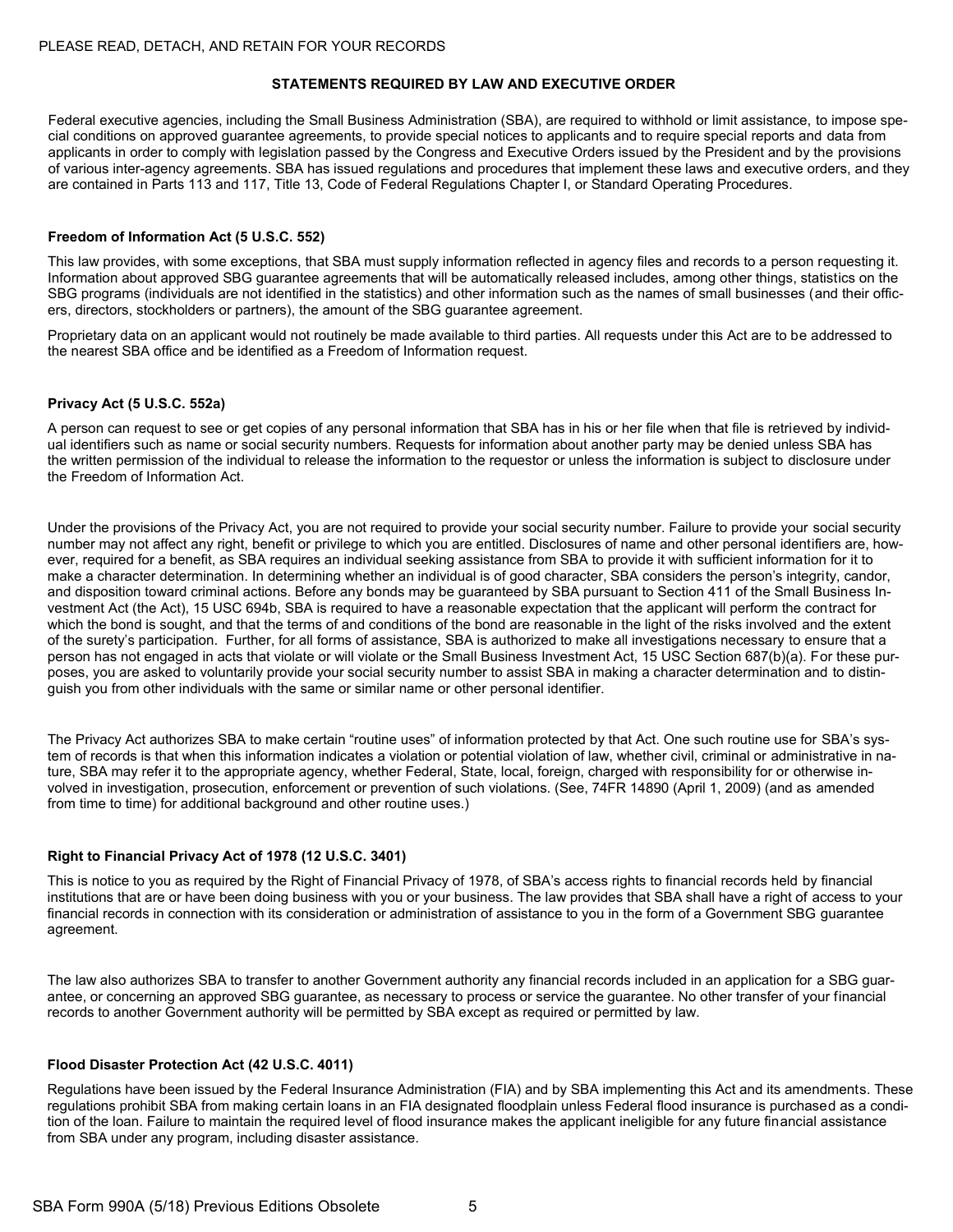PLEASE READ, DETACH, AND RETAIN FOR YOUR RECORDS

## STATEMENTS REQUIRED BY LAW AND EXECUTIVE ORDER

Federal executive agencies, including the Small Business Administration (SBA), are required to withhold or limit assistance, to impose special conditions on approved guarantee agreements, to provide special notices to applicants and to require special reports and data from applicants in order to comply with legislation passed by the Congress and Executive Orders issued by the President and by the provisions of various inter-agency agreements. SBA has issued regulations and procedures that implement these laws and executive orders, and they are contained in Parts 113 and 117, Title 13, Code of Federal Regulations Chapter I, or Standard Operating Procedures.

### Freedom of Information Act (5 U.S.C. 552)

This law provides, with some exceptions, that SBA must supply information reflected in agency files and records to a person requesting it. Information about approved SBG guarantee agreements that will be automatically released includes, among other things, statistics on the SBG programs (individuals are not identified in the statistics) and other information such as the names of small businesses (and their officers, directors, stockholders or partners), the amount of the SBG guarantee agreement.

Proprietary data on an applicant would not routinely be made available to third parties. All requests under this Act are to be addressed to the nearest SBA office and be identified as a Freedom of Information request.

### Privacy Act (5 U.S.C. 552a)

A person can request to see or get copies of any personal information that SBA has in his or her file when that file is retrieved by individual identifiers such as name or social security numbers. Requests for information about another party may be denied unless SBA has the written permission of the individual to release the information to the requestor or unless the information is subject to disclosure under the Freedom of Information Act.

Under the provisions of the Privacy Act, you are not required to provide your social security number. Failure to provide your social security number may not affect any right, benefit or privilege to which you are entitled. Disclosures of name and other personal identifiers are, however, required for a benefit, as SBA requires an individual seeking assistance from SBA to provide it with sufficient information for it to make a character determination. In determining whether an individual is of good character, SBA considers the person's integrity, candor, and disposition toward criminal actions. Before any bonds may be guaranteed by SBA pursuant to Section 411 of the Small Business Investment Act (the Act), 15 USC 694b, SBA is required to have a reasonable expectation that the applicant will perform the contract for which the bond is sought, and that the terms of and conditions of the bond are reasonable in the light of the risks involved and the extent of the surety's participation. Further, for all forms of assistance, SBA is authorized to make all investigations necessary to ensure that a person has not engaged in acts that violate or will violate or the Small Business Investment Act, 15 USC Section 687(b)(a). For these purposes, you are asked to voluntarily provide your social security number to assist SBA in making a character determination and to distinguish you from other individuals with the same or similar name or other personal identifier.

The Privacy Act authorizes SBA to make certain "routine uses" of information protected by that Act. One such routine use for SBA's system of records is that when this information indicates a violation or potential violation of law, whether civil, criminal or administrative in nature, SBA may refer it to the appropriate agency, whether Federal, State, local, foreign, charged with responsibility for or otherwise involved in investigation, prosecution, enforcement or prevention of such violations. (See, 74FR 14890 (April 1, 2009) (and as amended from time to time) for additional background and other routine uses.)

### Right to Financial Privacy Act of 1978 (12 U.S.C. 3401)

This is notice to you as required by the Right of Financial Privacy of 1978, of SBA's access rights to financial records held by financial institutions that are or have been doing business with you or your business. The law provides that SBA shall have a right of access to your financial records in connection with its consideration or administration of assistance to you in the form of a Government SBG guarantee agreement.

The law also authorizes SBA to transfer to another Government authority any financial records included in an application for a SBG guarantee, or concerning an approved SBG guarantee, as necessary to process or service the guarantee. No other transfer of your financial records to another Government authority will be permitted by SBA except as required or permitted by law.

### Flood Disaster Protection Act (42 U.S.C. 4011)

Regulations have been issued by the Federal Insurance Administration (FIA) and by SBA implementing this Act and its amendments. These regulations prohibit SBA from making certain loans in an FIA designated floodplain unless Federal flood insurance is purchased as a condition of the loan. Failure to maintain the required level of flood insurance makes the applicant ineligible for any future financial assistance from SBA under any program, including disaster assistance.

SBA Form 990A (5/18) Previous Editions Obsolete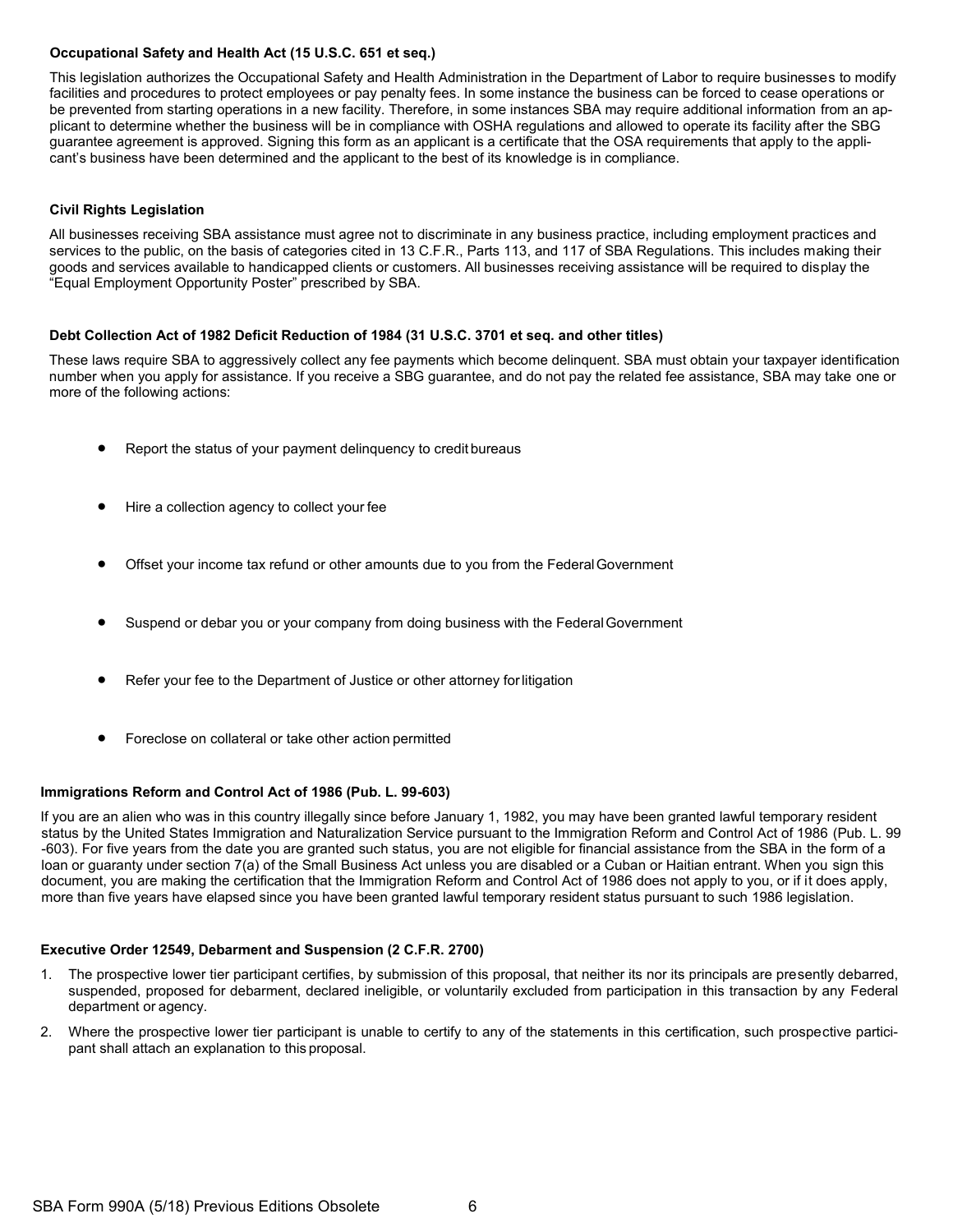**Occupational Safety and Health Act (15 U.S.C. 651 et seq.)**

This legislation authorizes the Occupational Safety and Health Administration in the Department of Labor to require businesses to modify facilities and procedures to protect employees or pay penalty fees. In some instance the business can be forced to cease operations or be prevented from starting operations in a new facility. Therefore, in some instances SBA may require additional information from an applicant to determine whether the business will be in compliance with OSHA regulations and allowed to operate its facility after the SBG guarantee agreement is approved. Signing this form as an applicant is a certificate that the OSA requirements that apply to the applicant's business have been determined and the applicant to the best of its knowledge is in compliance.

**Civil Rights Legislation**

All businesses receiving SBA assistance must agree not to discriminate in any business practice, including employment practices and services to the public, on the basis of categories cited in 13 C.F.R., Parts 113, and 117 of SBA Regulations. This includes making their goods and services available to handicapped clients or customers. All businesses receiving assistance will be required to display the "Equal Employment Opportunity Poster" prescribed by SBA.

**Debt Collection Act of 1982 Deficit Reduction of 1984 (31 U.S.C. 3701 et seq. and other titles)**

These laws require SBA to aggressively collect any fee payments which become delinquent. SBA must obtain your taxpayer identification number when you apply for assistance. If you receive a SBG guarantee, and do not pay the related fee assistance, SBA may take one or more of the following actions:

- Report the status of your payment delinquency to credit bureaus
- Hire a collection agency to collect your fee
- Offset your income tax refund or other amounts due to you from the Federal Government
- Suspend or debar you or your company from doing business with the Federal Government
- Refer your fee to the Department of Justice or other attorney for litigation
- Foreclose on collateral or take other action permitted

**Immigrations Reform and Control Act of 1986 (Pub. L. 99-603)**

If you are an alien who was in this country illegally since before January 1, 1982, you may have been granted lawful temporary resident status by the United States Immigration and Naturalization Service pursuant to the Immigration Reform and Control Act of 1986 (Pub. L. 99 -603). For five years from the date you are granted such status, you are not eligible for financial assistance from the SBA in the form of a loan or guaranty under section 7(a) of the Small Business Act unless you are disabled or a Cuban or Haitian entrant. When you sign this document, you are making the certification that the Immigration Reform and Control Act of 1986 does not apply to you, or if it does apply, more than five years have elapsed since you have been granted lawful temporary resident status pursuant to such 1986 legislation.

**Executive Order 12549, Debarment and Suspension (2 C.F.R. 2700)**

1. The prospective lower tier participant certifies, by submission of this proposal, that neither its nor its principals are presently debarred, suspended, proposed for debarment, declared ineligible, or voluntarily excluded from participation in this transaction by any Federal department or agency.
2. Where the prospective lower tier participant is unable to certify to any of the statements in this certification, such prospective participant shall attach an explanation to this proposal.

SBA Form 990A (5/18) Previous Editions Obsolete